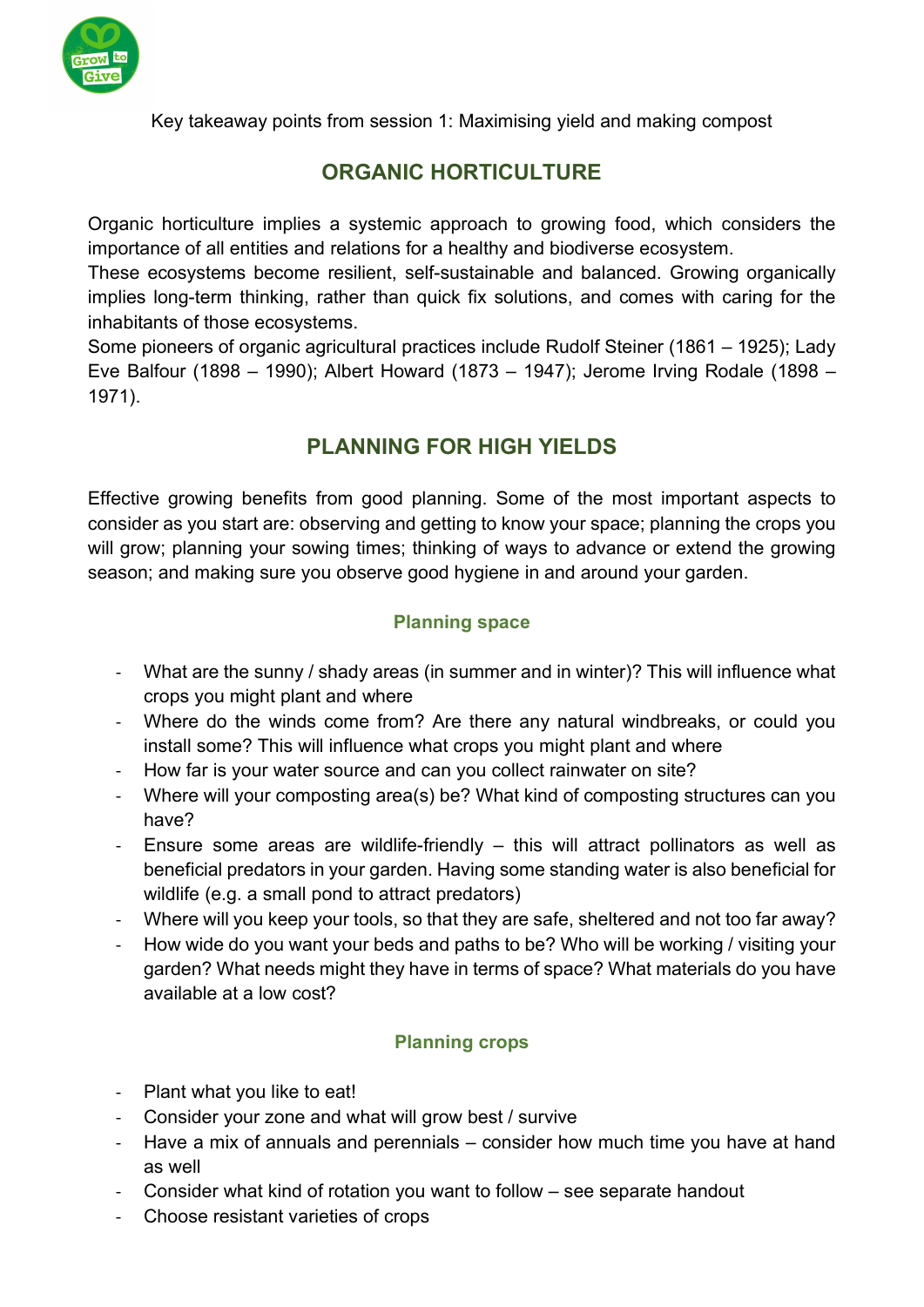Key takeaway points from session 1: Maximising yield and making compost

## ORGANIC HORTICULTURE

Organic horticulture implies a systemic approach to growing food, which considers the importance of all entities and relations for a healthy and biodiverse ecosystem.
These ecosystems become resilient, self-sustainable and balanced. Growing organically implies long-term thinking, rather than quick fix solutions, and comes with caring for the inhabitants of those ecosystems.
Some pioneers of organic agricultural practices include Rudolf Steiner (1861 – 1925); Lady Eve Balfour (1898 – 1990); Albert Howard (1873 – 1947); Jerome Irving Rodale (1898 – 1971).

## PLANNING FOR HIGH YIELDS

Effective growing benefits from good planning. Some of the most important aspects to consider as you start are: observing and getting to know your space; planning the crops you will grow; planning your sowing times; thinking of ways to advance or extend the growing season; and making sure you observe good hygiene in and around your garden.

### Planning space

- What are the sunny / shady areas (in summer and in winter)? This will influence what crops you might plant and where
- Where do the winds come from? Are there any natural windbreaks, or could you install some? This will influence what crops you might plant and where
- How far is your water source and can you collect rainwater on site?
- Where will your composting area(s) be? What kind of composting structures can you have?
- Ensure some areas are wildlife-friendly – this will attract pollinators as well as beneficial predators in your garden. Having some standing water is also beneficial for wildlife (e.g. a small pond to attract predators)
- Where will you keep your tools, so that they are safe, sheltered and not too far away?
- How wide do you want your beds and paths to be? Who will be working / visiting your garden? What needs might they have in terms of space? What materials do you have available at a low cost?

### Planning crops

- Plant what you like to eat!
- Consider your zone and what will grow best / survive
- Have a mix of annuals and perennials – consider how much time you have at hand as well
- Consider what kind of rotation you want to follow – see separate handout
- Choose resistant varieties of crops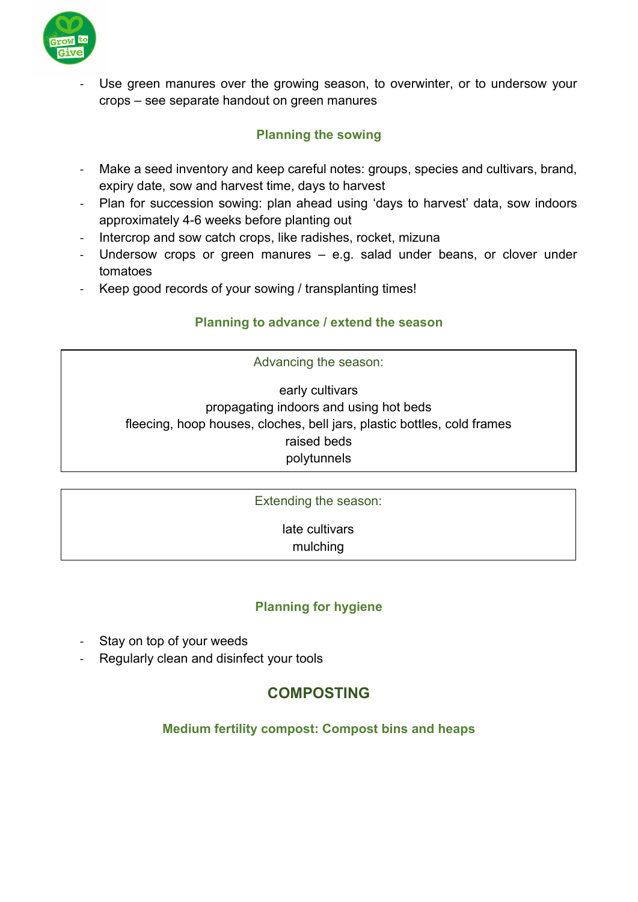- Use green manures over the growing season, to overwinter, or to undersow your crops – see separate handout on green manures

### Planning the sowing

- Make a seed inventory and keep careful notes: groups, species and cultivars, brand, expiry date, sow and harvest time, days to harvest
- Plan for succession sowing: plan ahead using 'days to harvest' data, sow indoors approximately 4-6 weeks before planting out
- Intercrop and sow catch crops, like radishes, rocket, mizuna
- Undersow crops or green manures – e.g. salad under beans, or clover under tomatoes
- Keep good records of your sowing / transplanting times!

### Planning to advance / extend the season

| Advancing the season: |
| --- |
| early cultivars<br>propagating indoors and using hot beds<br>fleecing, hoop houses, cloches, bell jars, plastic bottles, cold frames<br>raised beds<br>polytunnels |

| Extending the season: |
| --- |
| late cultivars<br>mulching |

### Planning for hygiene

- Stay on top of your weeds
- Regularly clean and disinfect your tools

## COMPOSTING

### Medium fertility compost: Compost bins and heaps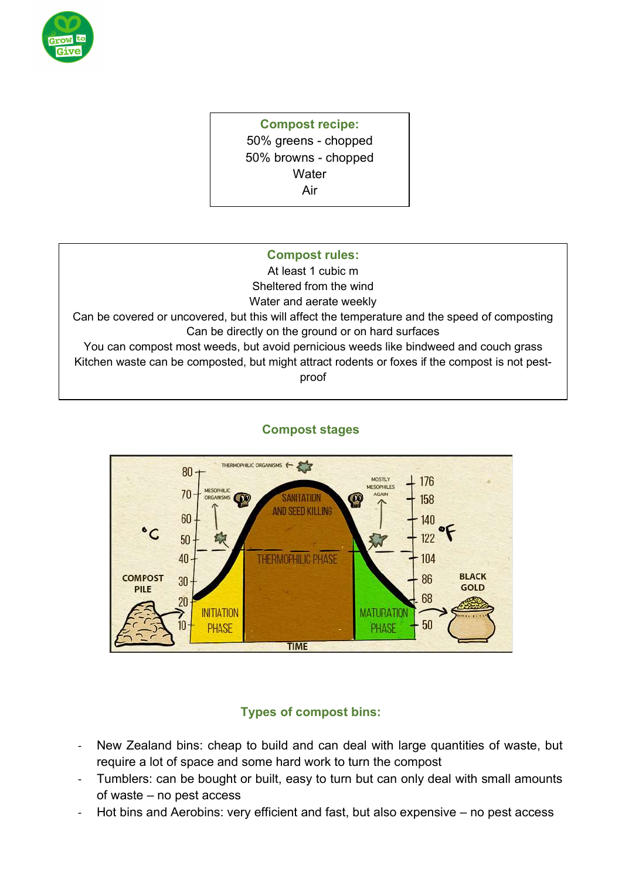**Compost recipe:**

50% greens - chopped

50% browns - chopped

Water

Air

**Compost rules:**

At least 1 cubic m

Sheltered from the wind

Water and aerate weekly

Can be covered or uncovered, but this will affect the temperature and the speed of composting

Can be directly on the ground or on hard surfaces

You can compost most weeds, but avoid pernicious weeds like bindweed and couch grass

Kitchen waste can be composted, but might attract rodents or foxes if the compost is not pest-proof

## Compost stages

## Types of compost bins:

- New Zealand bins: cheap to build and can deal with large quantities of waste, but require a lot of space and some hard work to turn the compost
- Tumblers: can be bought or built, easy to turn but can only deal with small amounts of waste – no pest access
- Hot bins and Aerobins: very efficient and fast, but also expensive – no pest access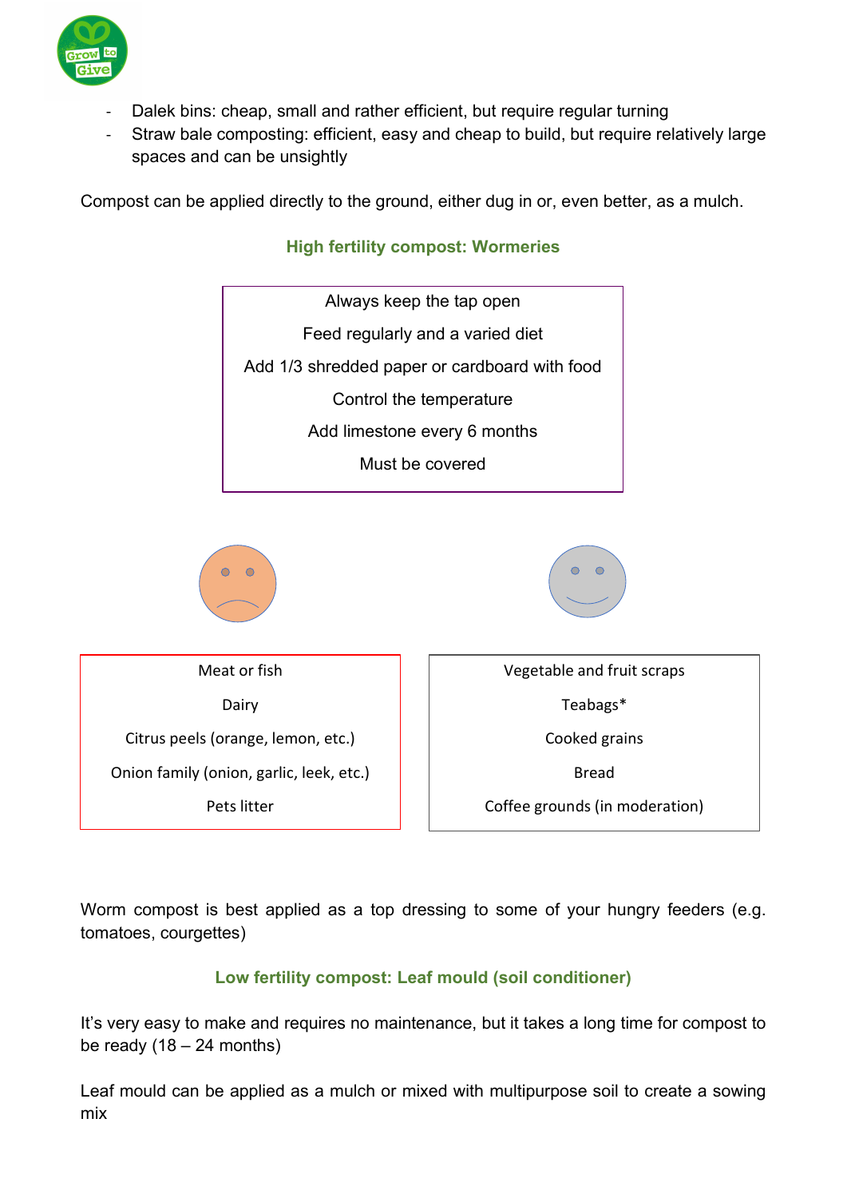- Dalek bins: cheap, small and rather efficient, but require regular turning
- Straw bale composting: efficient, easy and cheap to build, but require relatively large spaces and can be unsightly

Compost can be applied directly to the ground, either dug in or, even better, as a mulch.

## High fertility compost: Wormeries

Always keep the tap open

Feed regularly and a varied diet

Add 1/3 shredded paper or cardboard with food

Control the temperature

Add limestone every 6 months

Must be covered

| | |
|---|---|
| Meat or fish | Vegetable and fruit scraps |
| Dairy | Teabags* |
| Citrus peels (orange, lemon, etc.) | Cooked grains |
| Onion family (onion, garlic, leek, etc.) | Bread |
| Pets litter | Coffee grounds (in moderation) |

Worm compost is best applied as a top dressing to some of your hungry feeders (e.g. tomatoes, courgettes)

## Low fertility compost: Leaf mould (soil conditioner)

It's very easy to make and requires no maintenance, but it takes a long time for compost to be ready (18 – 24 months)

Leaf mould can be applied as a mulch or mixed with multipurpose soil to create a sowing mix